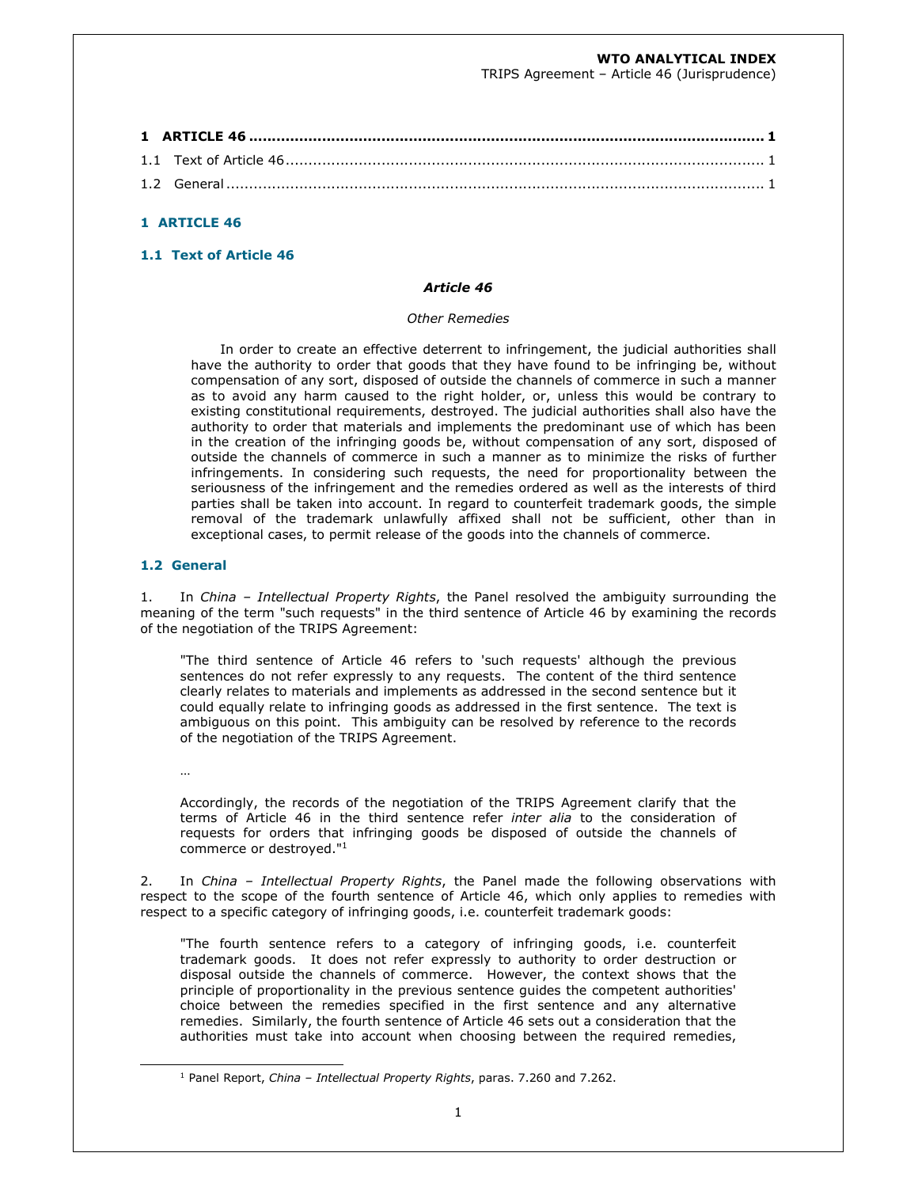| | |
|---|---|
| **1 ARTICLE 46** | **1** |
| 1.1 Text of Article 46 | 1 |
| 1.2 General | 1 |

# 1 ARTICLE 46

## 1.1 Text of Article 46

***Article 46***

*Other Remedies*

> In order to create an effective deterrent to infringement, the judicial authorities shall have the authority to order that goods that they have found to be infringing be, without compensation of any sort, disposed of outside the channels of commerce in such a manner as to avoid any harm caused to the right holder, or, unless this would be contrary to existing constitutional requirements, destroyed. The judicial authorities shall also have the authority to order that materials and implements the predominant use of which has been in the creation of the infringing goods be, without compensation of any sort, disposed of outside the channels of commerce in such a manner as to minimize the risks of further infringements. In considering such requests, the need for proportionality between the seriousness of the infringement and the remedies ordered as well as the interests of third parties shall be taken into account. In regard to counterfeit trademark goods, the simple removal of the trademark unlawfully affixed shall not be sufficient, other than in exceptional cases, to permit release of the goods into the channels of commerce.

## 1.2 General

1. In *China – Intellectual Property Rights*, the Panel resolved the ambiguity surrounding the meaning of the term "such requests" in the third sentence of Article 46 by examining the records of the negotiation of the TRIPS Agreement:

> "The third sentence of Article 46 refers to 'such requests' although the previous sentences do not refer expressly to any requests. The content of the third sentence clearly relates to materials and implements as addressed in the second sentence but it could equally relate to infringing goods as addressed in the first sentence. The text is ambiguous on this point. This ambiguity can be resolved by reference to the records of the negotiation of the TRIPS Agreement.
>
> …
>
> Accordingly, the records of the negotiation of the TRIPS Agreement clarify that the terms of Article 46 in the third sentence refer *inter alia* to the consideration of requests for orders that infringing goods be disposed of outside the channels of commerce or destroyed."[1]

2. In *China – Intellectual Property Rights*, the Panel made the following observations with respect to the scope of the fourth sentence of Article 46, which only applies to remedies with respect to a specific category of infringing goods, i.e. counterfeit trademark goods:

> "The fourth sentence refers to a category of infringing goods, i.e. counterfeit trademark goods. It does not refer expressly to authority to order destruction or disposal outside the channels of commerce. However, the context shows that the principle of proportionality in the previous sentence guides the competent authorities' choice between the remedies specified in the first sentence and any alternative remedies. Similarly, the fourth sentence of Article 46 sets out a consideration that the authorities must take into account when choosing between the required remedies,

[1] Panel Report, *China – Intellectual Property Rights*, paras. 7.260 and 7.262.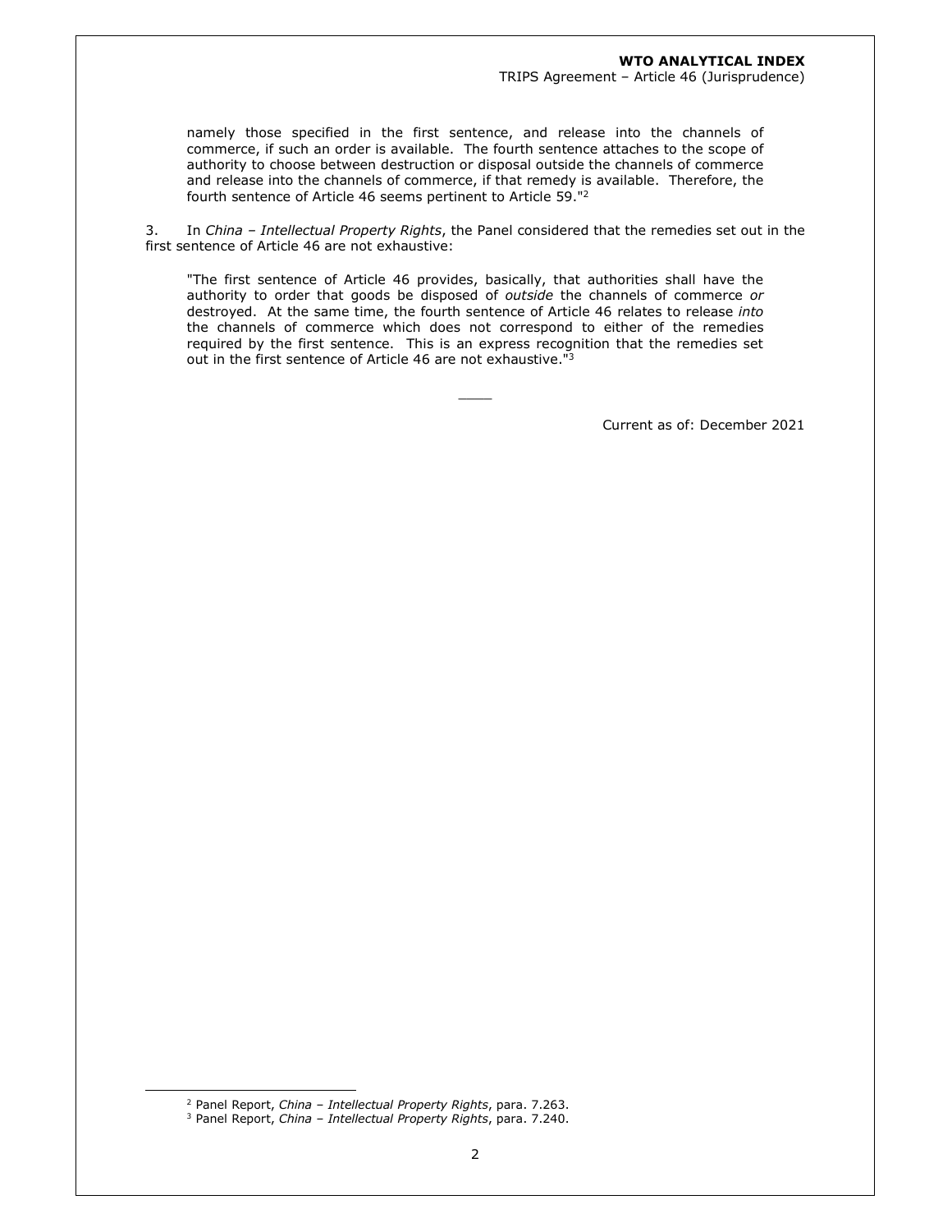> namely those specified in the first sentence, and release into the channels of commerce, if such an order is available. The fourth sentence attaches to the scope of authority to choose between destruction or disposal outside the channels of commerce and release into the channels of commerce, if that remedy is available. Therefore, the fourth sentence of Article 46 seems pertinent to Article 59."[2]

3. In *China – Intellectual Property Rights*, the Panel considered that the remedies set out in the first sentence of Article 46 are not exhaustive:

> "The first sentence of Article 46 provides, basically, that authorities shall have the authority to order that goods be disposed of *outside* the channels of commerce *or* destroyed. At the same time, the fourth sentence of Article 46 relates to release *into* the channels of commerce which does not correspond to either of the remedies required by the first sentence. This is an express recognition that the remedies set out in the first sentence of Article 46 are not exhaustive."[3]

____

Current as of: December 2021

---

[2] Panel Report, *China – Intellectual Property Rights*, para. 7.263.

[3] Panel Report, *China – Intellectual Property Rights*, para. 7.240.